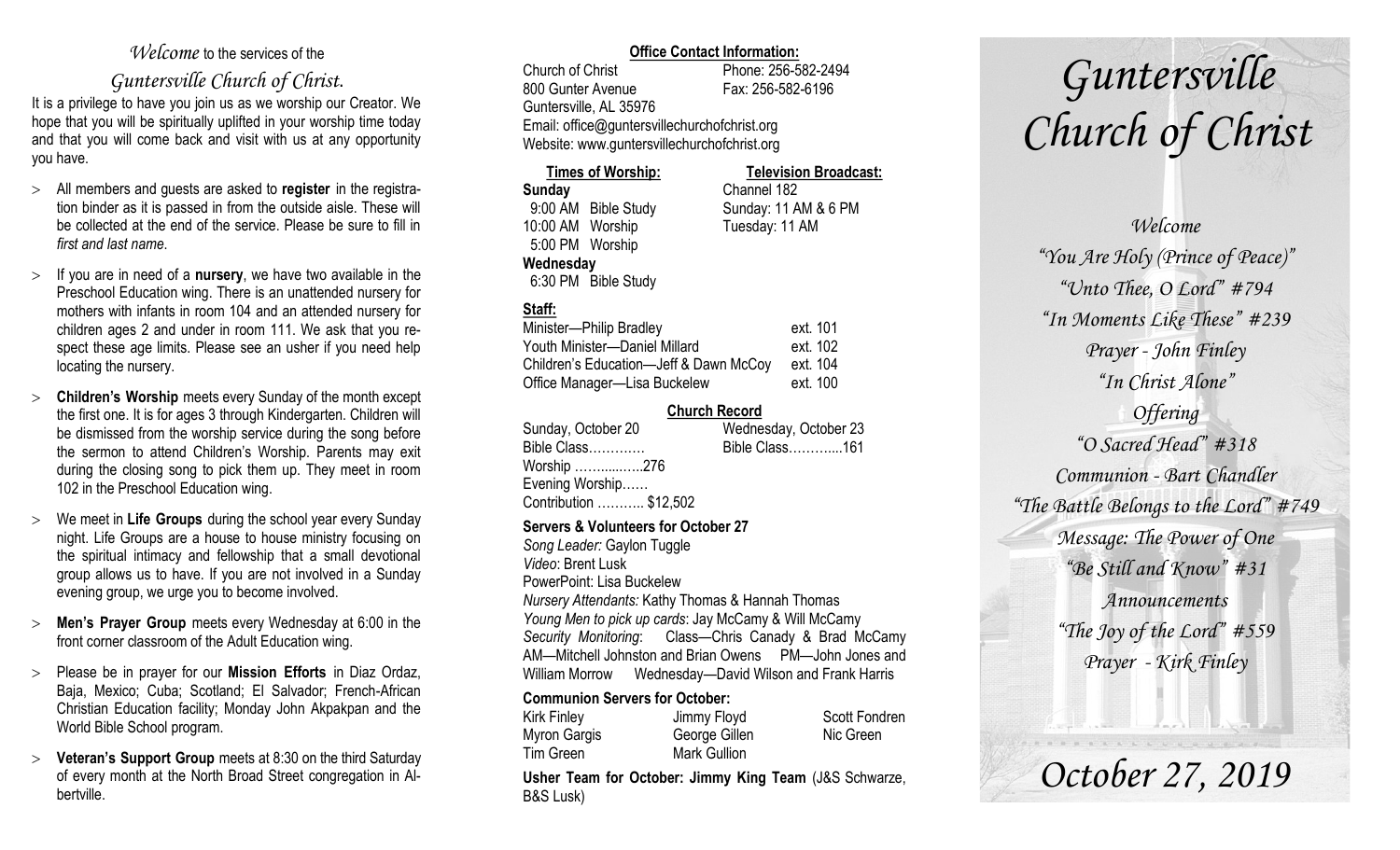*Welcome* to the services of the

*Guntersville Church of Christ.*

It is a privilege to have you join us as we worship our Creator. We hope that you will be spiritually uplifted in your worship time today and that you will come back and visit with us at any opportunity you have.

- All members and guests are asked to **register** in the registration binder as it is passed in from the outside aisle. These will be collected at the end of the service. Please be sure to fill in *first and last name*.
- If you are in need of a **nursery**, we have two available in the Preschool Education wing. There is an unattended nursery for mothers with infants in room 104 and an attended nursery for children ages 2 and under in room 111. We ask that you respect these age limits. Please see an usher if you need help locating the nursery.
- **Children's Worship** meets every Sunday of the month except the first one. It is for ages 3 through Kindergarten. Children will be dismissed from the worship service during the song before the sermon to attend Children's Worship. Parents may exit during the closing song to pick them up. They meet in room 102 in the Preschool Education wing.
- We meet in **Life Groups** during the school year every Sunday night. Life Groups are a house to house ministry focusing on the spiritual intimacy and fellowship that a small devotional group allows us to have. If you are not involved in a Sunday evening group, we urge you to become involved.
- **Men's Prayer Group** meets every Wednesday at 6:00 in the front corner classroom of the Adult Education wing.
- Please be in prayer for our **Mission Efforts** in Diaz Ordaz, Baja, Mexico; Cuba; Scotland; El Salvador; French-African Christian Education facility; Monday John Akpakpan and the World Bible School program.
- **Veteran's Support Group** meets at 8:30 on the third Saturday of every month at the North Broad Street congregation in Albertville.

**Office Contact Information:**

Church of Christ — Phone: 256-582-2494
800 Gunter Avenue — Fax: 256-582-6196
Guntersville, AL 35976
Email: office@guntersvillechurchofchrist.org
Website: www.guntersvillechurchofchrist.org

**Times of Worship:**

**Sunday**
9:00 AM Bible Study
10:00 AM Worship
5:00 PM Worship

**Wednesday**
6:30 PM Bible Study

**Television Broadcast:**

Channel 182
Sunday: 11 AM & 6 PM
Tuesday: 11 AM

**Staff:**

| | |
|---|---|
| Minister—Philip Bradley | ext. 101 |
| Youth Minister—Daniel Millard | ext. 102 |
| Children's Education—Jeff & Dawn McCoy | ext. 104 |
| Office Manager—Lisa Buckelew | ext. 100 |

**Church Record**

| Sunday, October 20 | Wednesday, October 23 |
|---|---|
| Bible Class………… | Bible Class………....161 |
| Worship ……......…..276 | |
| Evening Worship…… | |
| Contribution ……….. $12,502 | |

**Servers & Volunteers for October 27**

*Song Leader:* Gaylon Tuggle
*Video*: Brent Lusk
PowerPoint: Lisa Buckelew
*Nursery Attendants:* Kathy Thomas & Hannah Thomas
*Young Men to pick up cards*: Jay McCamy & Will McCamy
*Security Monitoring*: Class—Chris Canady & Brad McCamy AM—Mitchell Johnston and Brian Owens PM—John Jones and William Morrow Wednesday—David Wilson and Frank Harris

**Communion Servers for October:**

| | | |
|---|---|---|
| Kirk Finley | Jimmy Floyd | Scott Fondren |
| Myron Gargis | George Gillen | Nic Green |
| Tim Green | Mark Gullion | |

**Usher Team for October: Jimmy King Team** (J&S Schwarze, B&S Lusk)

# *Guntersville Church of Christ*

*Welcome*
*"You Are Holy (Prince of Peace)"*
*"Unto Thee, O Lord" #794*
*"In Moments Like These" #239*
*Prayer - John Finley*
*"In Christ Alone"*
*Offering*
*"O Sacred Head" #318*
*Communion - Bart Chandler*
*"The Battle Belongs to the Lord" #749*
*Message: The Power of One*
*"Be Still and Know" #31*
*Announcements*
*"The Joy of the Lord" #559*
*Prayer - Kirk Finley*

*October 27, 2019*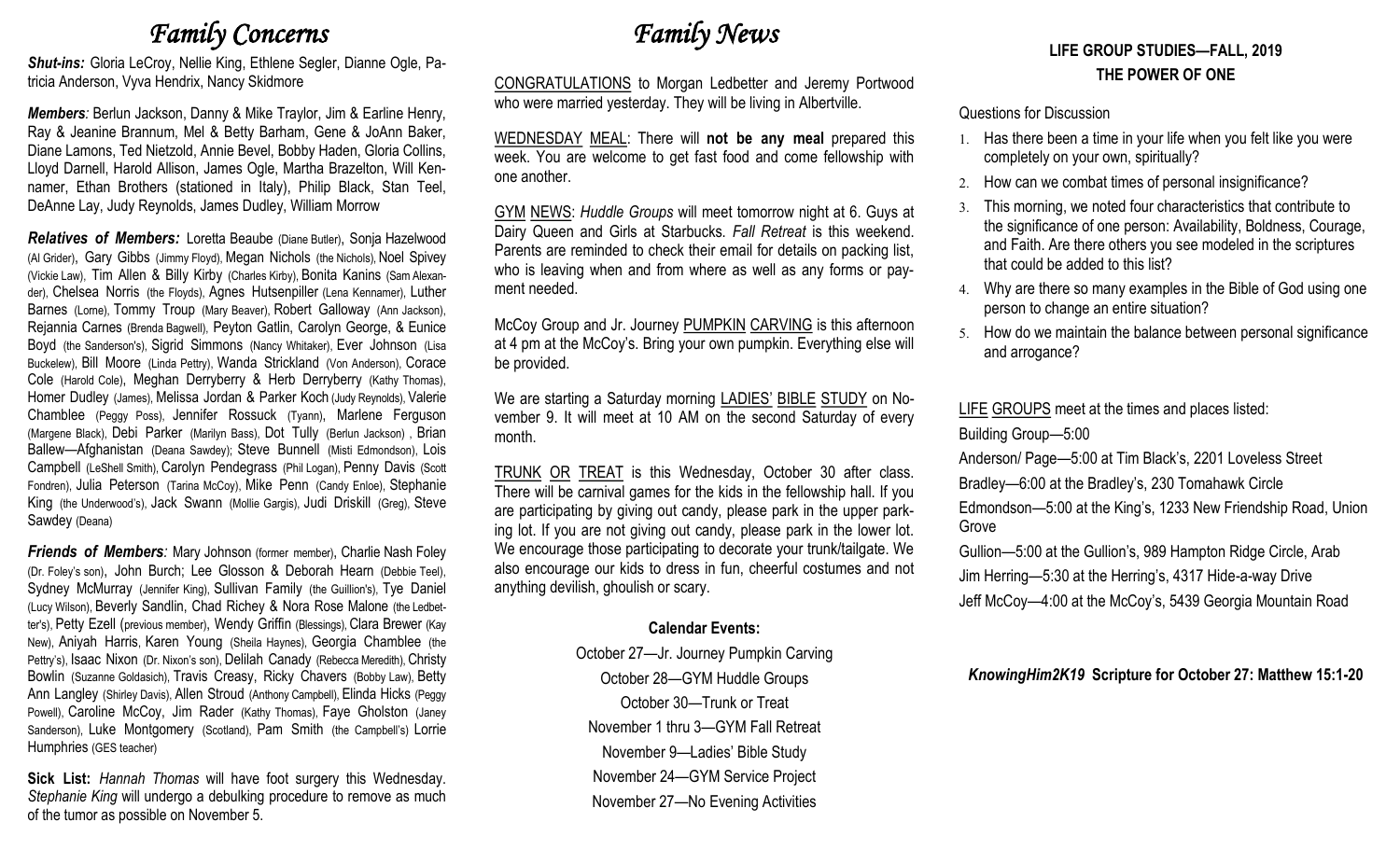# Family Concerns

***Shut-ins:*** Gloria LeCroy, Nellie King, Ethlene Segler, Dianne Ogle, Patricia Anderson, Vyva Hendrix, Nancy Skidmore

***Members:*** Berlun Jackson, Danny & Mike Traylor, Jim & Earline Henry, Ray & Jeanine Brannum, Mel & Betty Barham, Gene & JoAnn Baker, Diane Lamons, Ted Nietzold, Annie Bevel, Bobby Haden, Gloria Collins, Lloyd Darnell, Harold Allison, James Ogle, Martha Brazelton, Will Kennamer, Ethan Brothers (stationed in Italy), Philip Black, Stan Teel, DeAnne Lay, Judy Reynolds, James Dudley, William Morrow

***Relatives of Members:*** Loretta Beaube (Diane Butler), Sonja Hazelwood (Al Grider), Gary Gibbs (Jimmy Floyd), Megan Nichols (the Nichols), Noel Spivey (Vickie Law), Tim Allen & Billy Kirby (Charles Kirby), Bonita Kanins (Sam Alexander), Chelsea Norris (the Floyds), Agnes Hutsenpiller (Lena Kennamer), Luther Barnes (Lorne), Tommy Troup (Mary Beaver), Robert Galloway (Ann Jackson), Rejannia Carnes (Brenda Bagwell), Peyton Gatlin, Carolyn George, & Eunice Boyd (the Sanderson's), Sigrid Simmons (Nancy Whitaker), Ever Johnson (Lisa Buckelew), Bill Moore (Linda Pettry), Wanda Strickland (Von Anderson), Corace Cole (Harold Cole), Meghan Derryberry & Herb Derryberry (Kathy Thomas), Homer Dudley (James), Melissa Jordan & Parker Koch (Judy Reynolds), Valerie Chamblee (Peggy Poss), Jennifer Rossuck (Tyann), Marlene Ferguson (Margene Black), Debi Parker (Marilyn Bass), Dot Tully (Berlun Jackson) , Brian Ballew—Afghanistan (Deana Sawdey); Steve Bunnell (Misti Edmondson), Lois Campbell (LeShell Smith), Carolyn Pendegrass (Phil Logan), Penny Davis (Scott Fondren), Julia Peterson (Tarina McCoy), Mike Penn (Candy Enloe), Stephanie King (the Underwood's), Jack Swann (Mollie Gargis), Judi Driskill (Greg), Steve Sawdey (Deana)

***Friends of Members:*** Mary Johnson (former member), Charlie Nash Foley (Dr. Foley's son), John Burch; Lee Glosson & Deborah Hearn (Debbie Teel), Sydney McMurray (Jennifer King), Sullivan Family (the Guillion's), Tye Daniel (Lucy Wilson), Beverly Sandlin, Chad Richey & Nora Rose Malone (the Ledbetter's), Petty Ezell (previous member), Wendy Griffin (Blessings), Clara Brewer (Kay New), Aniyah Harris, Karen Young (Sheila Haynes), Georgia Chamblee (the Pettry's), Isaac Nixon (Dr. Nixon's son), Delilah Canady (Rebecca Meredith), Christy Bowlin (Suzanne Goldasich), Travis Creasy, Ricky Chavers (Bobby Law), Betty Ann Langley (Shirley Davis), Allen Stroud (Anthony Campbell), Elinda Hicks (Peggy Powell), Caroline McCoy, Jim Rader (Kathy Thomas), Faye Gholston (Janey Sanderson), Luke Montgomery (Scotland), Pam Smith (the Campbell's) Lorrie Humphries (GES teacher)

**Sick List:** *Hannah Thomas* will have foot surgery this Wednesday. *Stephanie King* will undergo a debulking procedure to remove as much of the tumor as possible on November 5.

# Family News

CONGRATULATIONS to Morgan Ledbetter and Jeremy Portwood who were married yesterday. They will be living in Albertville.

WEDNESDAY MEAL: There will **not be any meal** prepared this week. You are welcome to get fast food and come fellowship with one another.

GYM NEWS: *Huddle Groups* will meet tomorrow night at 6. Guys at Dairy Queen and Girls at Starbucks. *Fall Retreat* is this weekend. Parents are reminded to check their email for details on packing list, who is leaving when and from where as well as any forms or payment needed.

McCoy Group and Jr. Journey PUMPKIN CARVING is this afternoon at 4 pm at the McCoy's. Bring your own pumpkin. Everything else will be provided.

We are starting a Saturday morning LADIES' BIBLE STUDY on November 9. It will meet at 10 AM on the second Saturday of every month.

TRUNK OR TREAT is this Wednesday, October 30 after class. There will be carnival games for the kids in the fellowship hall. If you are participating by giving out candy, please park in the upper parking lot. If you are not giving out candy, please park in the lower lot. We encourage those participating to decorate your trunk/tailgate. We also encourage our kids to dress in fun, cheerful costumes and not anything devilish, ghoulish or scary.

**Calendar Events:**

October 27—Jr. Journey Pumpkin Carving
October 28—GYM Huddle Groups
October 30—Trunk or Treat
November 1 thru 3—GYM Fall Retreat
November 9—Ladies' Bible Study
November 24—GYM Service Project
November 27—No Evening Activities

## LIFE GROUP STUDIES—FALL, 2019
## THE POWER OF ONE

Questions for Discussion

1. Has there been a time in your life when you felt like you were completely on your own, spiritually?
2. How can we combat times of personal insignificance?
3. This morning, we noted four characteristics that contribute to the significance of one person: Availability, Boldness, Courage, and Faith. Are there others you see modeled in the scriptures that could be added to this list?
4. Why are there so many examples in the Bible of God using one person to change an entire situation?
5. How do we maintain the balance between personal significance and arrogance?

LIFE GROUPS meet at the times and places listed:

Building Group—5:00
Anderson/ Page—5:00 at Tim Black's, 2201 Loveless Street
Bradley—6:00 at the Bradley's, 230 Tomahawk Circle
Edmondson—5:00 at the King's, 1233 New Friendship Road, Union Grove
Gullion—5:00 at the Gullion's, 989 Hampton Ridge Circle, Arab
Jim Herring—5:30 at the Herring's, 4317 Hide-a-way Drive
Jeff McCoy—4:00 at the McCoy's, 5439 Georgia Mountain Road

***KnowingHim2K19*** **Scripture for October 27: Matthew 15:1-20**